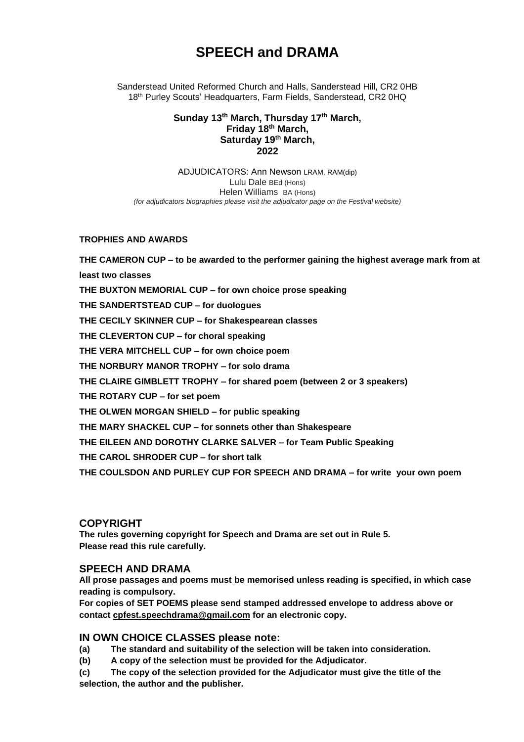# SPEECH and DRAMA

Sanderstead United Reformed Church and Halls, Sanderstead Hill, CR2 0HB
18th Purley Scouts' Headquarters, Farm Fields, Sanderstead, CR2 0HQ

**Sunday 13th March, Thursday 17th March,**
**Friday 18th March,**
**Saturday 19th March,**
**2022**

ADJUDICATORS: Ann Newson LRAM, RAM(dip)
Lulu Dale BEd (Hons)
Helen Williams BA (Hons)
*(for adjudicators biographies please visit the adjudicator page on the Festival website)*

**TROPHIES AND AWARDS**

**THE CAMERON CUP – to be awarded to the performer gaining the highest average mark from at least two classes**

**THE BUXTON MEMORIAL CUP – for own choice prose speaking**

**THE SANDERTSTEAD CUP – for duologues**

**THE CECILY SKINNER CUP – for Shakespearean classes**

**THE CLEVERTON CUP – for choral speaking**

**THE VERA MITCHELL CUP – for own choice poem**

**THE NORBURY MANOR TROPHY – for solo drama**

**THE CLAIRE GIMBLETT TROPHY – for shared poem (between 2 or 3 speakers)**

**THE ROTARY CUP – for set poem**

**THE OLWEN MORGAN SHIELD – for public speaking**

**THE MARY SHACKEL CUP – for sonnets other than Shakespeare**

**THE EILEEN AND DOROTHY CLARKE SALVER – for Team Public Speaking**

**THE CAROL SHRODER CUP – for short talk**

**THE COULSDON AND PURLEY CUP FOR SPEECH AND DRAMA – for write your own poem**

## COPYRIGHT

**The rules governing copyright for Speech and Drama are set out in Rule 5.**
**Please read this rule carefully.**

## SPEECH AND DRAMA

**All prose passages and poems must be memorised unless reading is specified, in which case reading is compulsory.**

**For copies of SET POEMS please send stamped addressed envelope to address above or contact cpfest.speechdrama@gmail.com for an electronic copy.**

## IN OWN CHOICE CLASSES please note:

**(a) The standard and suitability of the selection will be taken into consideration.**

**(b) A copy of the selection must be provided for the Adjudicator.**

**(c) The copy of the selection provided for the Adjudicator must give the title of the selection, the author and the publisher.**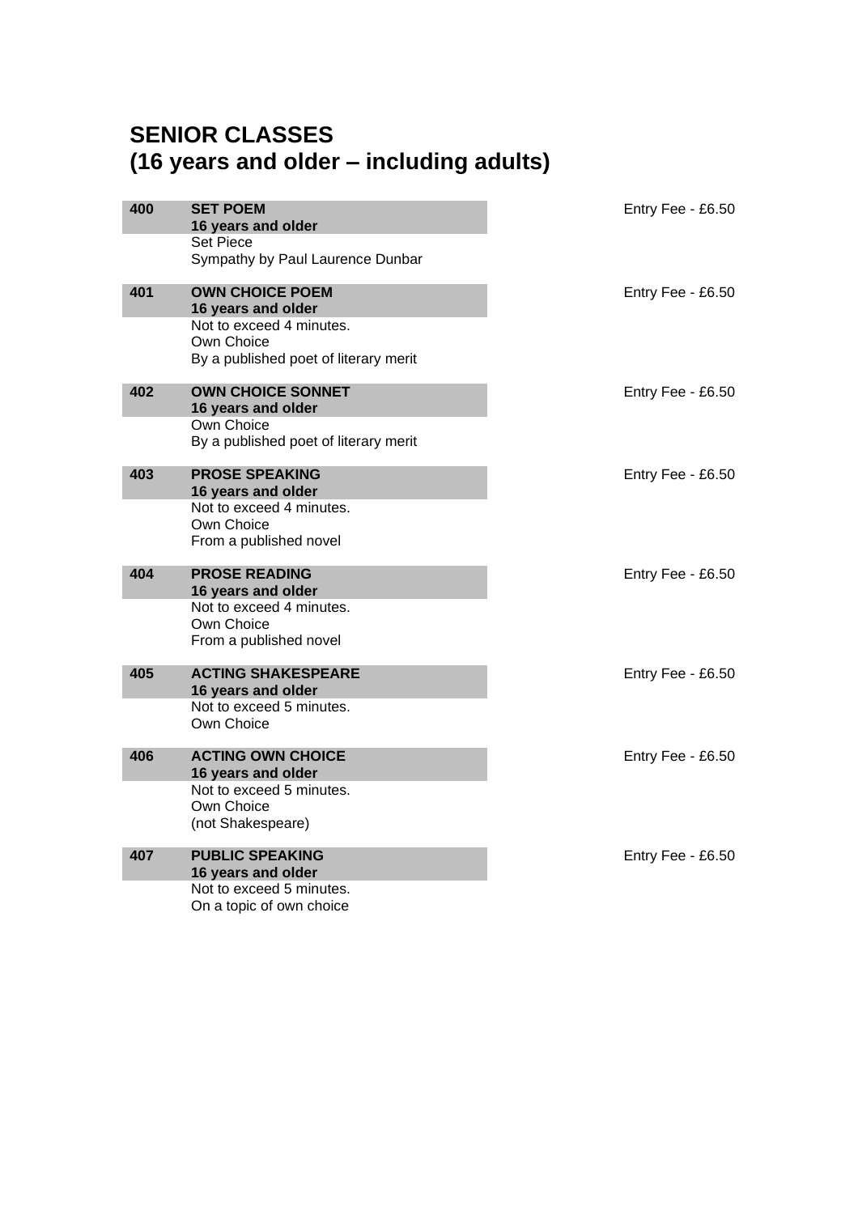## SENIOR CLASSES
## (16 years and older – including adults)

**400** **SET POEM**
**16 years and older**
Set Piece
Sympathy by Paul Laurence Dunbar

Entry Fee - £6.50

**401** **OWN CHOICE POEM**
**16 years and older**
Not to exceed 4 minutes.
Own Choice
By a published poet of literary merit

Entry Fee - £6.50

**402** **OWN CHOICE SONNET**
**16 years and older**
Own Choice
By a published poet of literary merit

Entry Fee - £6.50

**403** **PROSE SPEAKING**
**16 years and older**
Not to exceed 4 minutes.
Own Choice
From a published novel

Entry Fee - £6.50

**404** **PROSE READING**
**16 years and older**
Not to exceed 4 minutes.
Own Choice
From a published novel

Entry Fee - £6.50

**405** **ACTING SHAKESPEARE**
**16 years and older**
Not to exceed 5 minutes.
Own Choice

Entry Fee - £6.50

**406** **ACTING OWN CHOICE**
**16 years and older**
Not to exceed 5 minutes.
Own Choice
(not Shakespeare)

Entry Fee - £6.50

**407** **PUBLIC SPEAKING**
**16 years and older**
Not to exceed 5 minutes.
On a topic of own choice

Entry Fee - £6.50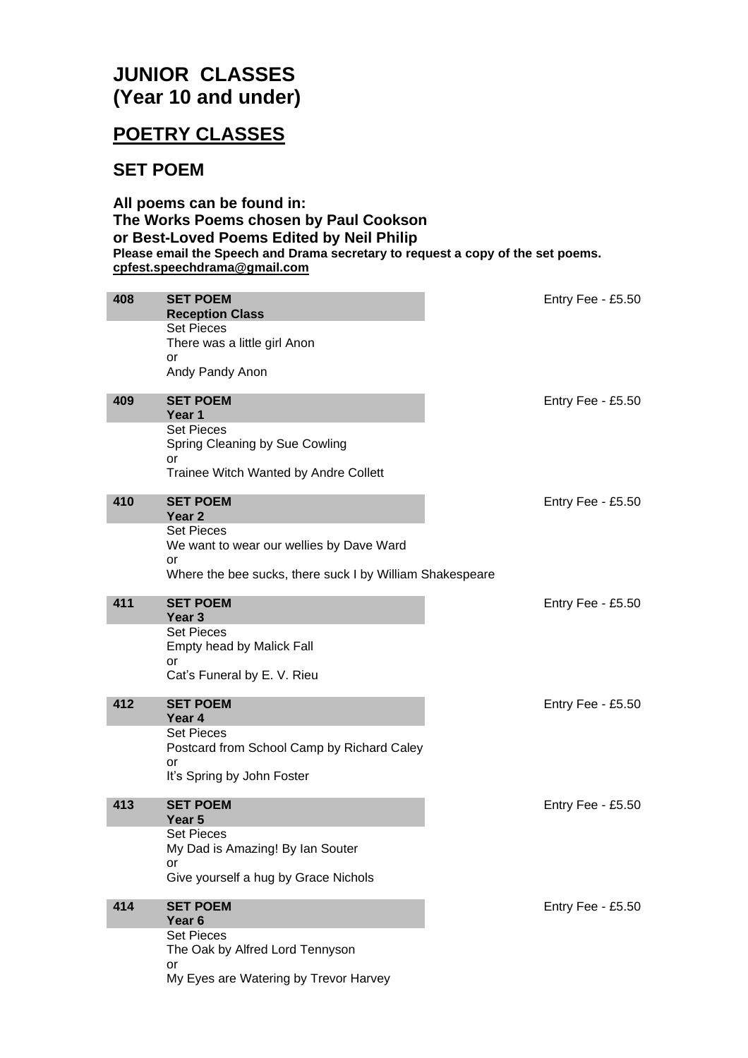# JUNIOR CLASSES (Year 10 and under)

## POETRY CLASSES

### SET POEM

**All poems can be found in:**
**The Works Poems chosen by Paul Cookson**
**or Best-Loved Poems Edited by Neil Philip**
**Please email the Speech and Drama secretary to request a copy of the set poems.**
**cpfest.speechdrama@gmail.com**

**408** **SET POEM**
**Reception Class** — Entry Fee - £5.50

Set Pieces
There was a little girl Anon
or
Andy Pandy Anon

**409** **SET POEM**
**Year 1** — Entry Fee - £5.50

Set Pieces
Spring Cleaning by Sue Cowling
or
Trainee Witch Wanted by Andre Collett

**410** **SET POEM**
**Year 2** — Entry Fee - £5.50

Set Pieces
We want to wear our wellies by Dave Ward
or
Where the bee sucks, there suck I by William Shakespeare

**411** **SET POEM**
**Year 3** — Entry Fee - £5.50

Set Pieces
Empty head by Malick Fall
or
Cat's Funeral by E. V. Rieu

**412** **SET POEM**
**Year 4** — Entry Fee - £5.50

Set Pieces
Postcard from School Camp by Richard Caley
or
It's Spring by John Foster

**413** **SET POEM**
**Year 5** — Entry Fee - £5.50

Set Pieces
My Dad is Amazing! By Ian Souter
or
Give yourself a hug by Grace Nichols

**414** **SET POEM**
**Year 6** — Entry Fee - £5.50

Set Pieces
The Oak by Alfred Lord Tennyson
or
My Eyes are Watering by Trevor Harvey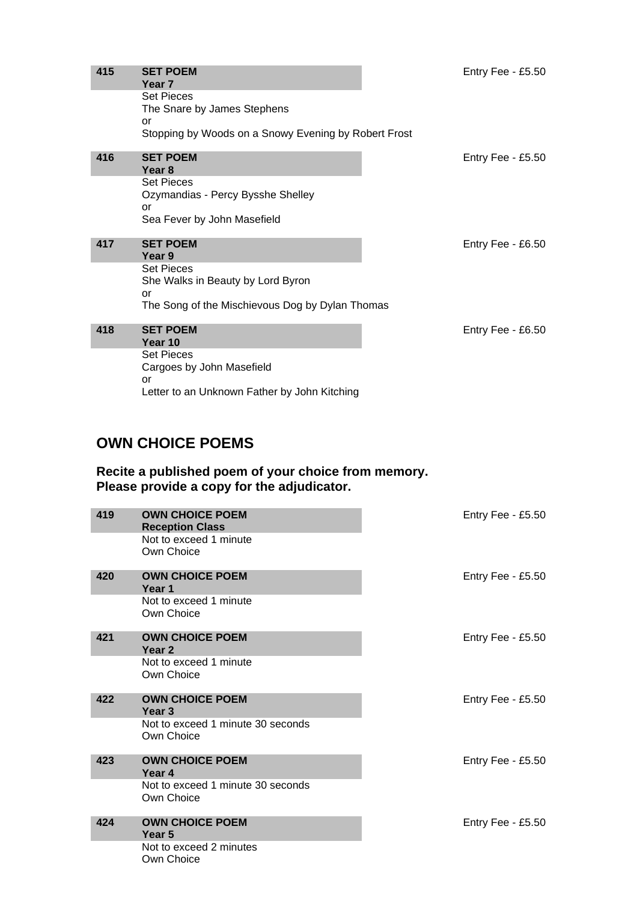**415** **SET POEM**
**Year 7**
Set Pieces
The Snare by James Stephens
or
Stopping by Woods on a Snowy Evening by Robert Frost

Entry Fee - £5.50

**416** **SET POEM**
**Year 8**
Set Pieces
Ozymandias - Percy Bysshe Shelley
or
Sea Fever by John Masefield

Entry Fee - £5.50

**417** **SET POEM**
**Year 9**
Set Pieces
She Walks in Beauty by Lord Byron
or
The Song of the Mischievous Dog by Dylan Thomas

Entry Fee - £6.50

**418** **SET POEM**
**Year 10**
Set Pieces
Cargoes by John Masefield
or
Letter to an Unknown Father by John Kitching

Entry Fee - £6.50

## OWN CHOICE POEMS

**Recite a published poem of your choice from memory.**
**Please provide a copy for the adjudicator.**

**419** **OWN CHOICE POEM**
**Reception Class**
Not to exceed 1 minute
Own Choice

Entry Fee - £5.50

**420** **OWN CHOICE POEM**
**Year 1**
Not to exceed 1 minute
Own Choice

Entry Fee - £5.50

**421** **OWN CHOICE POEM**
**Year 2**
Not to exceed 1 minute
Own Choice

Entry Fee - £5.50

**422** **OWN CHOICE POEM**
**Year 3**
Not to exceed 1 minute 30 seconds
Own Choice

Entry Fee - £5.50

**423** **OWN CHOICE POEM**
**Year 4**
Not to exceed 1 minute 30 seconds
Own Choice

Entry Fee - £5.50

**424** **OWN CHOICE POEM**
**Year 5**
Not to exceed 2 minutes
Own Choice

Entry Fee - £5.50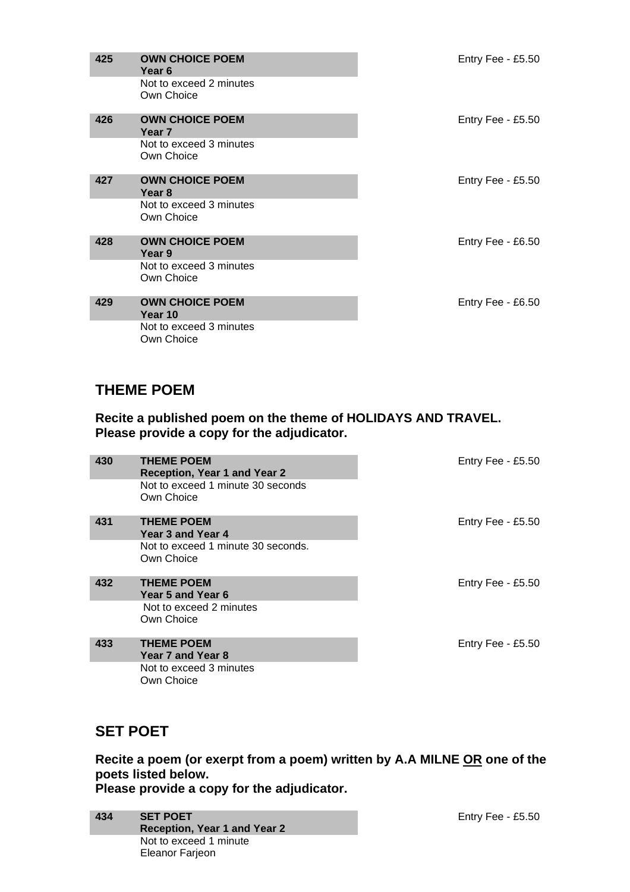**425** **OWN CHOICE POEM**
**Year 6**
Not to exceed 2 minutes
Own Choice

Entry Fee - £5.50

**426** **OWN CHOICE POEM**
**Year 7**
Not to exceed 3 minutes
Own Choice

Entry Fee - £5.50

**427** **OWN CHOICE POEM**
**Year 8**
Not to exceed 3 minutes
Own Choice

Entry Fee - £5.50

**428** **OWN CHOICE POEM**
**Year 9**
Not to exceed 3 minutes
Own Choice

Entry Fee - £6.50

**429** **OWN CHOICE POEM**
**Year 10**
Not to exceed 3 minutes
Own Choice

Entry Fee - £6.50

## THEME POEM

**Recite a published poem on the theme of HOLIDAYS AND TRAVEL.**
**Please provide a copy for the adjudicator.**

**430** **THEME POEM**
**Reception, Year 1 and Year 2**
Not to exceed 1 minute 30 seconds
Own Choice

Entry Fee - £5.50

**431** **THEME POEM**
**Year 3 and Year 4**
Not to exceed 1 minute 30 seconds.
Own Choice

Entry Fee - £5.50

**432** **THEME POEM**
**Year 5 and Year 6**
Not to exceed 2 minutes
Own Choice

Entry Fee - £5.50

**433** **THEME POEM**
**Year 7 and Year 8**
Not to exceed 3 minutes
Own Choice

Entry Fee - £5.50

## SET POET

**Recite a poem (or exerpt from a poem) written by A.A MILNE OR one of the poets listed below.**
**Please provide a copy for the adjudicator.**

**434** **SET POET**
**Reception, Year 1 and Year 2**
Not to exceed 1 minute
Eleanor Farjeon

Entry Fee - £5.50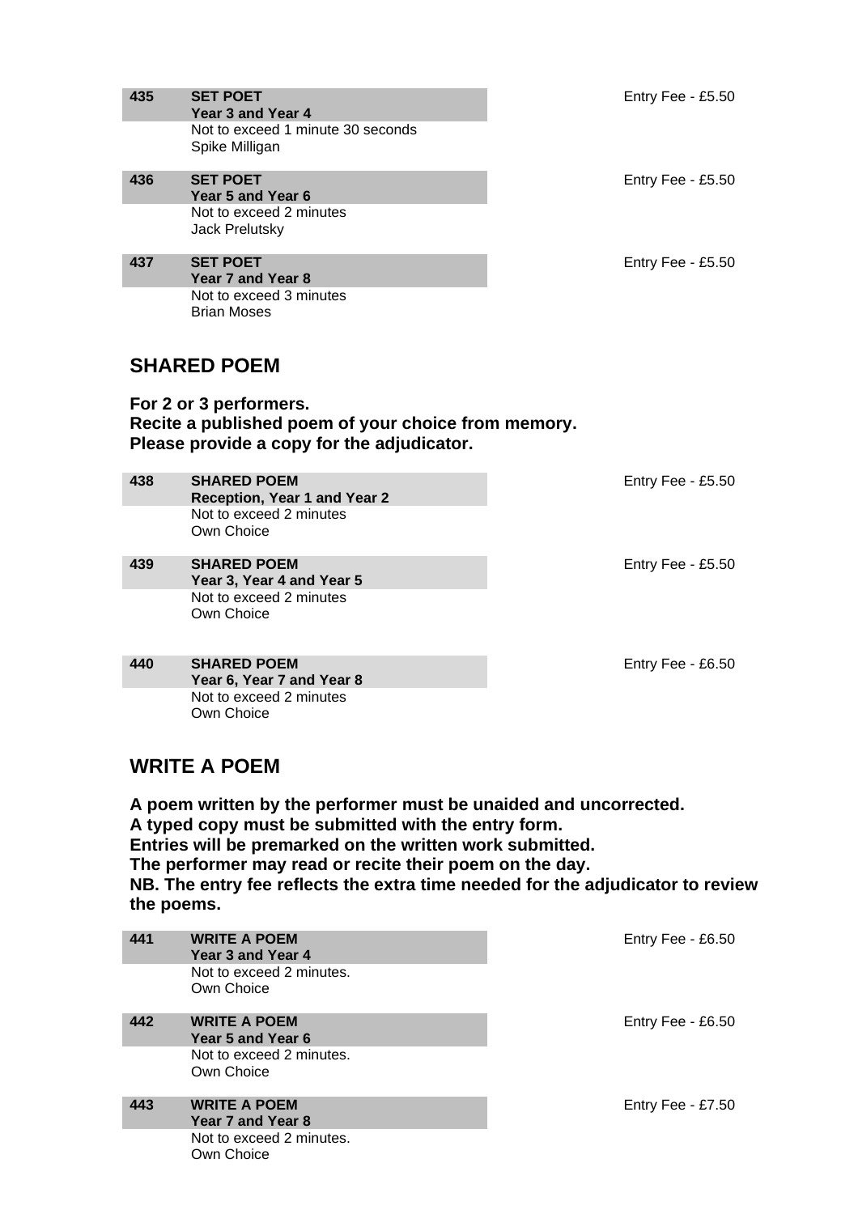**435** **SET POET**
**Year 3 and Year 4**
Not to exceed 1 minute 30 seconds
Spike Milligan

Entry Fee - £5.50

**436** **SET POET**
**Year 5 and Year 6**
Not to exceed 2 minutes
Jack Prelutsky

Entry Fee - £5.50

**437** **SET POET**
**Year 7 and Year 8**
Not to exceed 3 minutes
Brian Moses

Entry Fee - £5.50

## SHARED POEM

**For 2 or 3 performers.**
**Recite a published poem of your choice from memory.**
**Please provide a copy for the adjudicator.**

**438** **SHARED POEM**
**Reception, Year 1 and Year 2**
Not to exceed 2 minutes
Own Choice

Entry Fee - £5.50

**439** **SHARED POEM**
**Year 3, Year 4 and Year 5**
Not to exceed 2 minutes
Own Choice

Entry Fee - £5.50

**440** **SHARED POEM**
**Year 6, Year 7 and Year 8**
Not to exceed 2 minutes
Own Choice

Entry Fee - £6.50

## WRITE A POEM

**A poem written by the performer must be unaided and uncorrected.**
**A typed copy must be submitted with the entry form.**
**Entries will be premarked on the written work submitted.**
**The performer may read or recite their poem on the day.**
**NB. The entry fee reflects the extra time needed for the adjudicator to review the poems.**

**441** **WRITE A POEM**
**Year 3 and Year 4**
Not to exceed 2 minutes.
Own Choice

Entry Fee - £6.50

**442** **WRITE A POEM**
**Year 5 and Year 6**
Not to exceed 2 minutes.
Own Choice

Entry Fee - £6.50

**443** **WRITE A POEM**
**Year 7 and Year 8**
Not to exceed 2 minutes.
Own Choice

Entry Fee - £7.50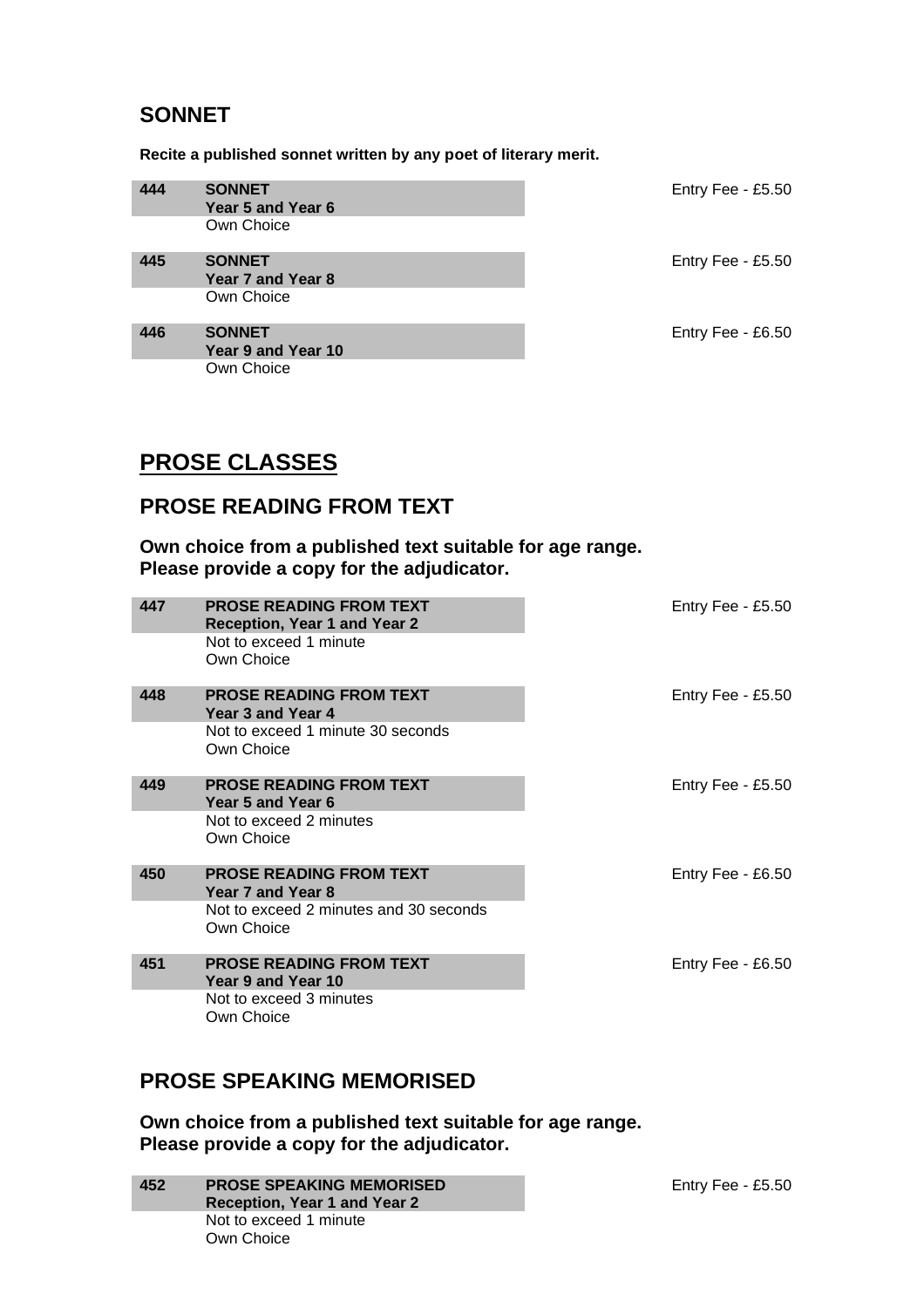## SONNET

**Recite a published sonnet written by any poet of literary merit.**

| | | |
|---|---|---|
| **444** | **SONNET**<br>**Year 5 and Year 6**<br>Own Choice | Entry Fee - £5.50 |
| **445** | **SONNET**<br>**Year 7 and Year 8**<br>Own Choice | Entry Fee - £5.50 |
| **446** | **SONNET**<br>**Year 9 and Year 10**<br>Own Choice | Entry Fee - £6.50 |

# PROSE CLASSES

## PROSE READING FROM TEXT

**Own choice from a published text suitable for age range.**
**Please provide a copy for the adjudicator.**

| | | |
|---|---|---|
| **447** | **PROSE READING FROM TEXT**<br>**Reception, Year 1 and Year 2**<br>Not to exceed 1 minute<br>Own Choice | Entry Fee - £5.50 |
| **448** | **PROSE READING FROM TEXT**<br>**Year 3 and Year 4**<br>Not to exceed 1 minute 30 seconds<br>Own Choice | Entry Fee - £5.50 |
| **449** | **PROSE READING FROM TEXT**<br>**Year 5 and Year 6**<br>Not to exceed 2 minutes<br>Own Choice | Entry Fee - £5.50 |
| **450** | **PROSE READING FROM TEXT**<br>**Year 7 and Year 8**<br>Not to exceed 2 minutes and 30 seconds<br>Own Choice | Entry Fee - £6.50 |
| **451** | **PROSE READING FROM TEXT**<br>**Year 9 and Year 10**<br>Not to exceed 3 minutes<br>Own Choice | Entry Fee - £6.50 |

## PROSE SPEAKING MEMORISED

**Own choice from a published text suitable for age range.**
**Please provide a copy for the adjudicator.**

| | | |
|---|---|---|
| **452** | **PROSE SPEAKING MEMORISED**<br>**Reception, Year 1 and Year 2**<br>Not to exceed 1 minute<br>Own Choice | Entry Fee - £5.50 |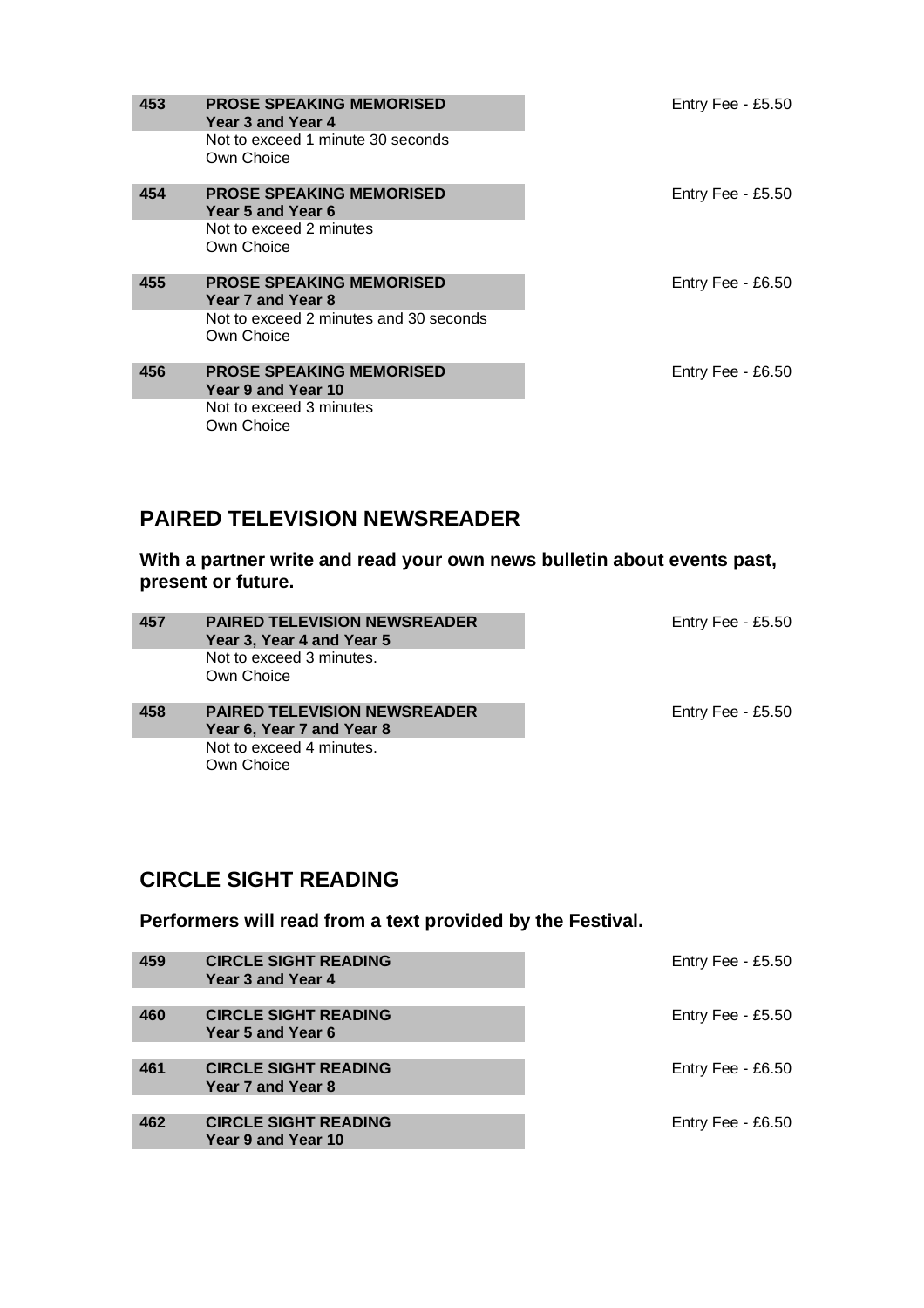**453 PROSE SPEAKING MEMORISED**
**Year 3 and Year 4**
Not to exceed 1 minute 30 seconds
Own Choice

Entry Fee - £5.50

**454 PROSE SPEAKING MEMORISED**
**Year 5 and Year 6**
Not to exceed 2 minutes
Own Choice

Entry Fee - £5.50

**455 PROSE SPEAKING MEMORISED**
**Year 7 and Year 8**
Not to exceed 2 minutes and 30 seconds
Own Choice

Entry Fee - £6.50

**456 PROSE SPEAKING MEMORISED**
**Year 9 and Year 10**
Not to exceed 3 minutes
Own Choice

Entry Fee - £6.50

## PAIRED TELEVISION NEWSREADER

**With a partner write and read your own news bulletin about events past, present or future.**

**457 PAIRED TELEVISION NEWSREADER**
**Year 3, Year 4 and Year 5**
Not to exceed 3 minutes.
Own Choice

Entry Fee - £5.50

**458 PAIRED TELEVISION NEWSREADER**
**Year 6, Year 7 and Year 8**
Not to exceed 4 minutes.
Own Choice

Entry Fee - £5.50

## CIRCLE SIGHT READING

**Performers will read from a text provided by the Festival.**

**459 CIRCLE SIGHT READING**
**Year 3 and Year 4**

Entry Fee - £5.50

**460 CIRCLE SIGHT READING**
**Year 5 and Year 6**

Entry Fee - £5.50

**461 CIRCLE SIGHT READING**
**Year 7 and Year 8**

Entry Fee - £6.50

**462 CIRCLE SIGHT READING**
**Year 9 and Year 10**

Entry Fee - £6.50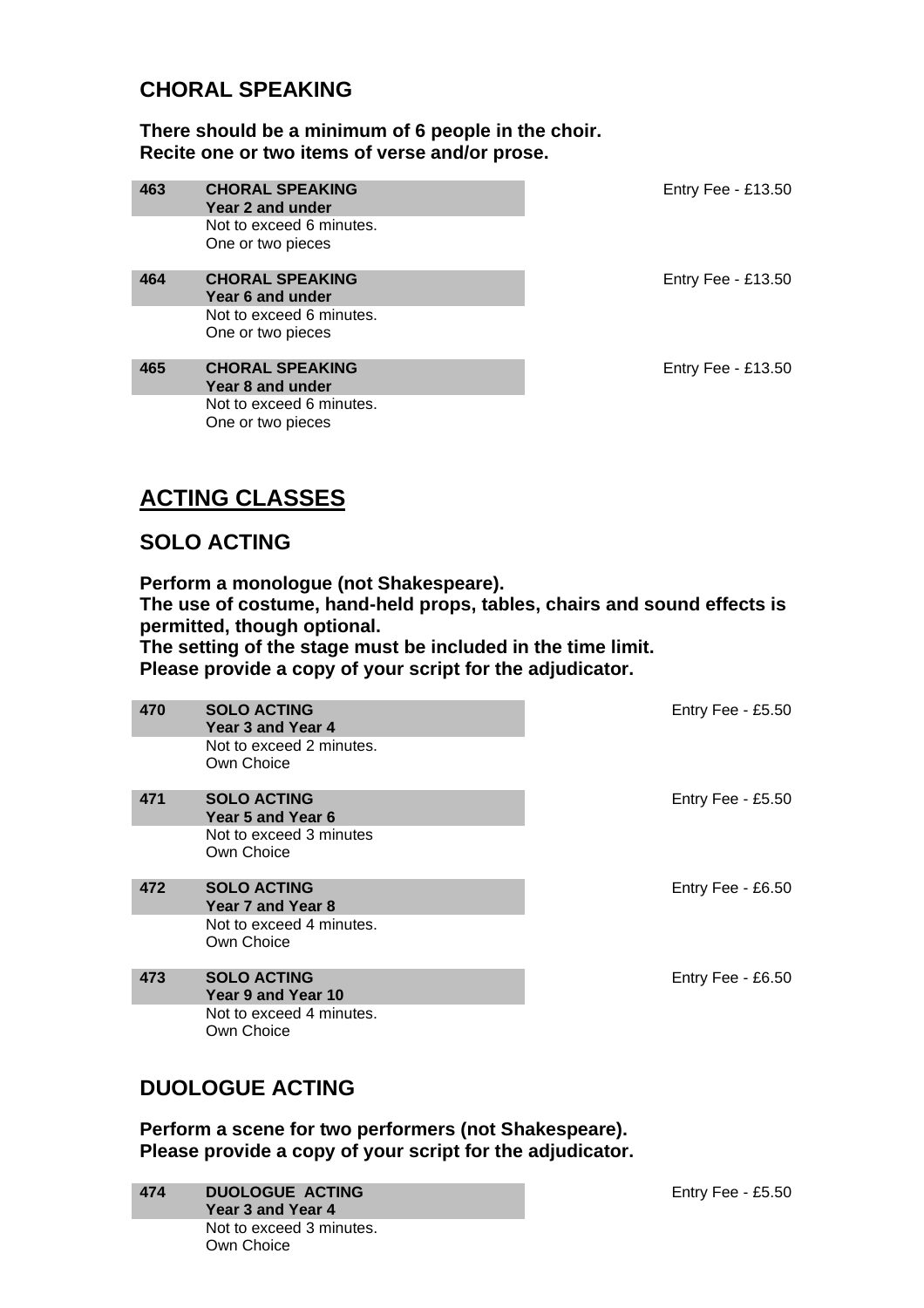## CHORAL SPEAKING

**There should be a minimum of 6 people in the choir.**
**Recite one or two items of verse and/or prose.**

| | | |
|---|---|---|
| **463** | **CHORAL SPEAKING**<br>**Year 2 and under**<br>Not to exceed 6 minutes.<br>One or two pieces | Entry Fee - £13.50 |
| **464** | **CHORAL SPEAKING**<br>**Year 6 and under**<br>Not to exceed 6 minutes.<br>One or two pieces | Entry Fee - £13.50 |
| **465** | **CHORAL SPEAKING**<br>**Year 8 and under**<br>Not to exceed 6 minutes.<br>One or two pieces | Entry Fee - £13.50 |

# ACTING CLASSES

## SOLO ACTING

**Perform a monologue (not Shakespeare).**
**The use of costume, hand-held props, tables, chairs and sound effects is permitted, though optional.**
**The setting of the stage must be included in the time limit.**
**Please provide a copy of your script for the adjudicator.**

| | | |
|---|---|---|
| **470** | **SOLO ACTING**<br>**Year 3 and Year 4**<br>Not to exceed 2 minutes.<br>Own Choice | Entry Fee - £5.50 |
| **471** | **SOLO ACTING**<br>**Year 5 and Year 6**<br>Not to exceed 3 minutes<br>Own Choice | Entry Fee - £5.50 |
| **472** | **SOLO ACTING**<br>**Year 7 and Year 8**<br>Not to exceed 4 minutes.<br>Own Choice | Entry Fee - £6.50 |
| **473** | **SOLO ACTING**<br>**Year 9 and Year 10**<br>Not to exceed 4 minutes.<br>Own Choice | Entry Fee - £6.50 |

## DUOLOGUE ACTING

**Perform a scene for two performers (not Shakespeare).**
**Please provide a copy of your script for the adjudicator.**

| | | |
|---|---|---|
| **474** | **DUOLOGUE ACTING**<br>**Year 3 and Year 4**<br>Not to exceed 3 minutes.<br>Own Choice | Entry Fee - £5.50 |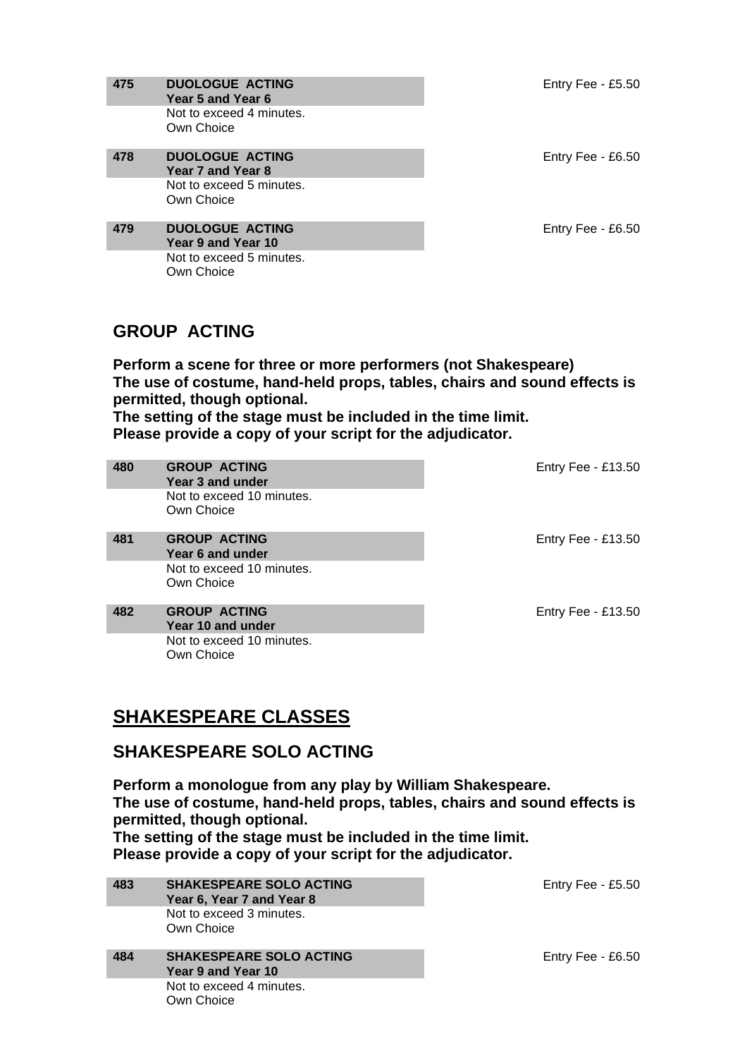**475 DUOLOGUE ACTING**
**Year 5 and Year 6**
Not to exceed 4 minutes.
Own Choice

Entry Fee - £5.50

**478 DUOLOGUE ACTING**
**Year 7 and Year 8**
Not to exceed 5 minutes.
Own Choice

Entry Fee - £6.50

**479 DUOLOGUE ACTING**
**Year 9 and Year 10**
Not to exceed 5 minutes.
Own Choice

Entry Fee - £6.50

## GROUP ACTING

**Perform a scene for three or more performers (not Shakespeare)**
**The use of costume, hand-held props, tables, chairs and sound effects is permitted, though optional.**
**The setting of the stage must be included in the time limit.**
**Please provide a copy of your script for the adjudicator.**

**480 GROUP ACTING**
**Year 3 and under**
Not to exceed 10 minutes.
Own Choice

Entry Fee - £13.50

**481 GROUP ACTING**
**Year 6 and under**
Not to exceed 10 minutes.
Own Choice

Entry Fee - £13.50

**482 GROUP ACTING**
**Year 10 and under**
Not to exceed 10 minutes.
Own Choice

Entry Fee - £13.50

# SHAKESPEARE CLASSES

## SHAKESPEARE SOLO ACTING

**Perform a monologue from any play by William Shakespeare.**
**The use of costume, hand-held props, tables, chairs and sound effects is permitted, though optional.**
**The setting of the stage must be included in the time limit.**
**Please provide a copy of your script for the adjudicator.**

**483 SHAKESPEARE SOLO ACTING**
**Year 6, Year 7 and Year 8**
Not to exceed 3 minutes.
Own Choice

Entry Fee - £5.50

**484 SHAKESPEARE SOLO ACTING**
**Year 9 and Year 10**
Not to exceed 4 minutes.
Own Choice

Entry Fee - £6.50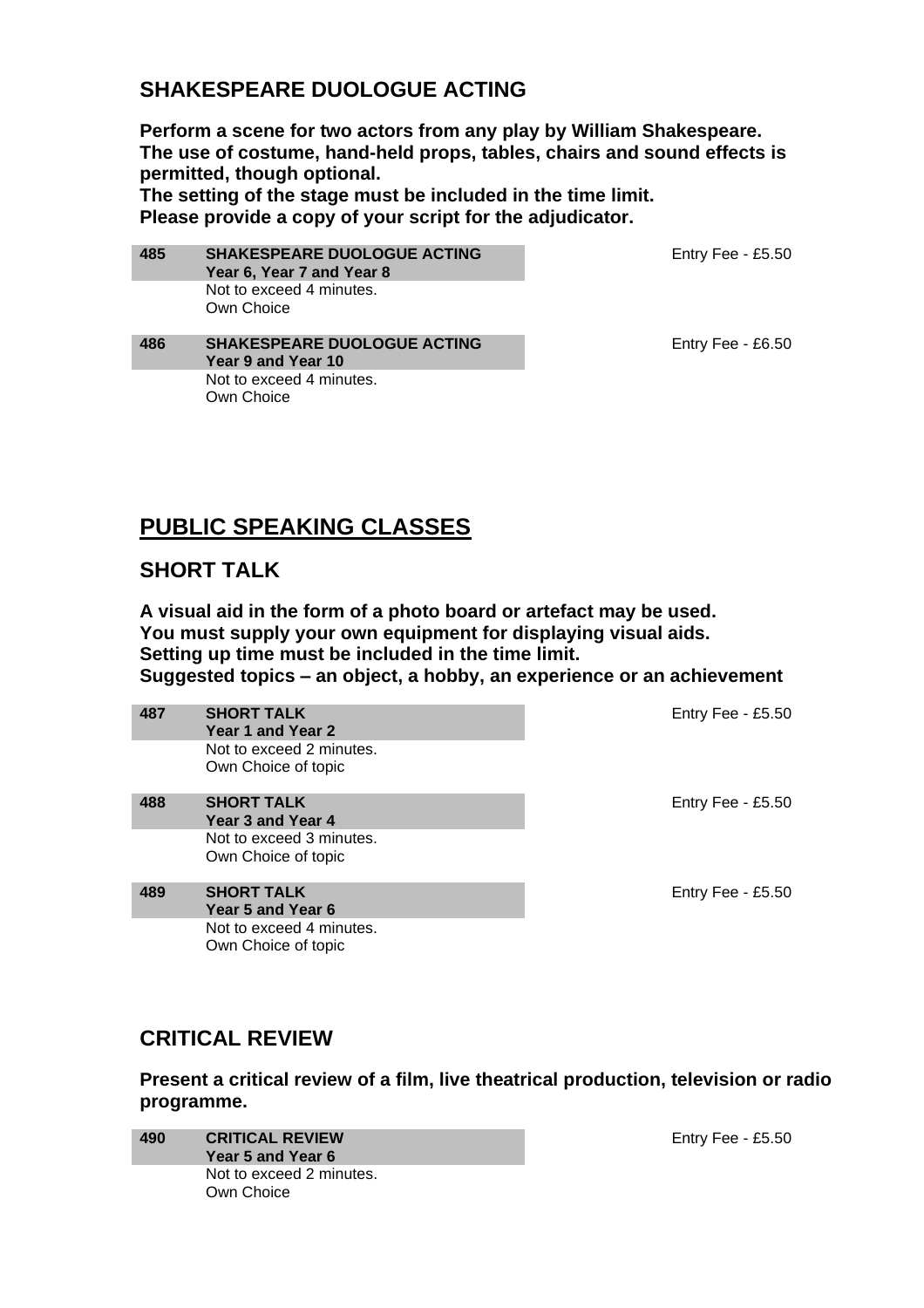## SHAKESPEARE DUOLOGUE ACTING

**Perform a scene for two actors from any play by William Shakespeare.**
**The use of costume, hand-held props, tables, chairs and sound effects is permitted, though optional.**
**The setting of the stage must be included in the time limit.**
**Please provide a copy of your script for the adjudicator.**

**485** **SHAKESPEARE DUOLOGUE ACTING**
**Year 6, Year 7 and Year 8**
Not to exceed 4 minutes.
Own Choice
Entry Fee - £5.50

**486** **SHAKESPEARE DUOLOGUE ACTING**
**Year 9 and Year 10**
Not to exceed 4 minutes.
Own Choice
Entry Fee - £6.50

# PUBLIC SPEAKING CLASSES

## SHORT TALK

**A visual aid in the form of a photo board or artefact may be used.**
**You must supply your own equipment for displaying visual aids.**
**Setting up time must be included in the time limit.**
**Suggested topics – an object, a hobby, an experience or an achievement**

**487** **SHORT TALK**
**Year 1 and Year 2**
Not to exceed 2 minutes.
Own Choice of topic
Entry Fee - £5.50

**488** **SHORT TALK**
**Year 3 and Year 4**
Not to exceed 3 minutes.
Own Choice of topic
Entry Fee - £5.50

**489** **SHORT TALK**
**Year 5 and Year 6**
Not to exceed 4 minutes.
Own Choice of topic
Entry Fee - £5.50

## CRITICAL REVIEW

**Present a critical review of a film, live theatrical production, television or radio programme.**

**490** **CRITICAL REVIEW**
**Year 5 and Year 6**
Not to exceed 2 minutes.
Own Choice
Entry Fee - £5.50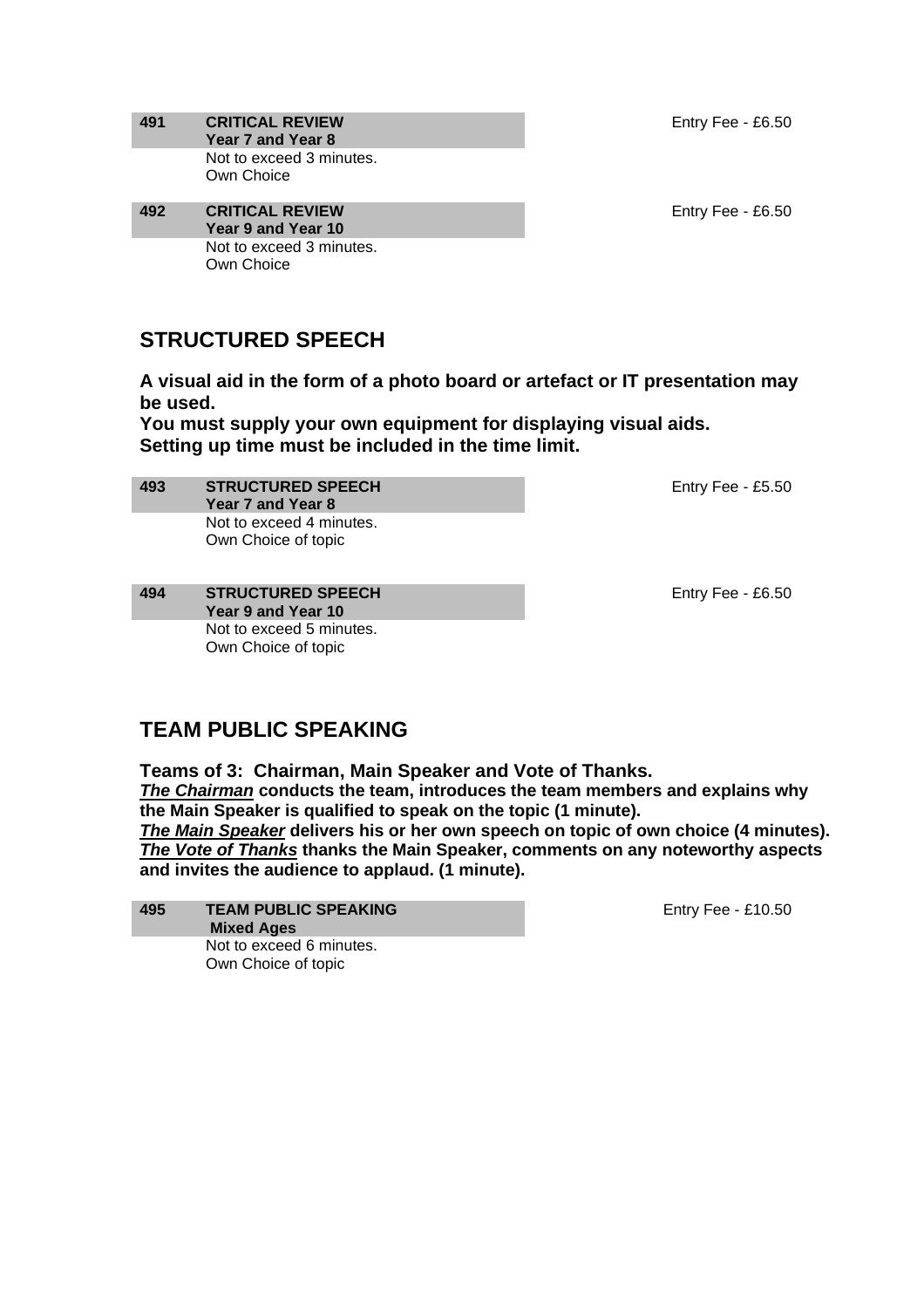**491** **CRITICAL REVIEW**
**Year 7 and Year 8**
Not to exceed 3 minutes.
Own Choice

Entry Fee - £6.50

**492** **CRITICAL REVIEW**
**Year 9 and Year 10**
Not to exceed 3 minutes.
Own Choice

Entry Fee - £6.50

## STRUCTURED SPEECH

**A visual aid in the form of a photo board or artefact or IT presentation may be used.**
**You must supply your own equipment for displaying visual aids.**
**Setting up time must be included in the time limit.**

**493** **STRUCTURED SPEECH**
**Year 7 and Year 8**
Not to exceed 4 minutes.
Own Choice of topic

Entry Fee - £5.50

**494** **STRUCTURED SPEECH**
**Year 9 and Year 10**
Not to exceed 5 minutes.
Own Choice of topic

Entry Fee - £6.50

## TEAM PUBLIC SPEAKING

**Teams of 3: Chairman, Main Speaker and Vote of Thanks.**
***The Chairman*** **conducts the team, introduces the team members and explains why the Main Speaker is qualified to speak on the topic (1 minute).**
***The Main Speaker*** **delivers his or her own speech on topic of own choice (4 minutes).**
***The Vote of Thanks*** **thanks the Main Speaker, comments on any noteworthy aspects and invites the audience to applaud. (1 minute).**

**495** **TEAM PUBLIC SPEAKING**
**Mixed Ages**
Not to exceed 6 minutes.
Own Choice of topic

Entry Fee - £10.50